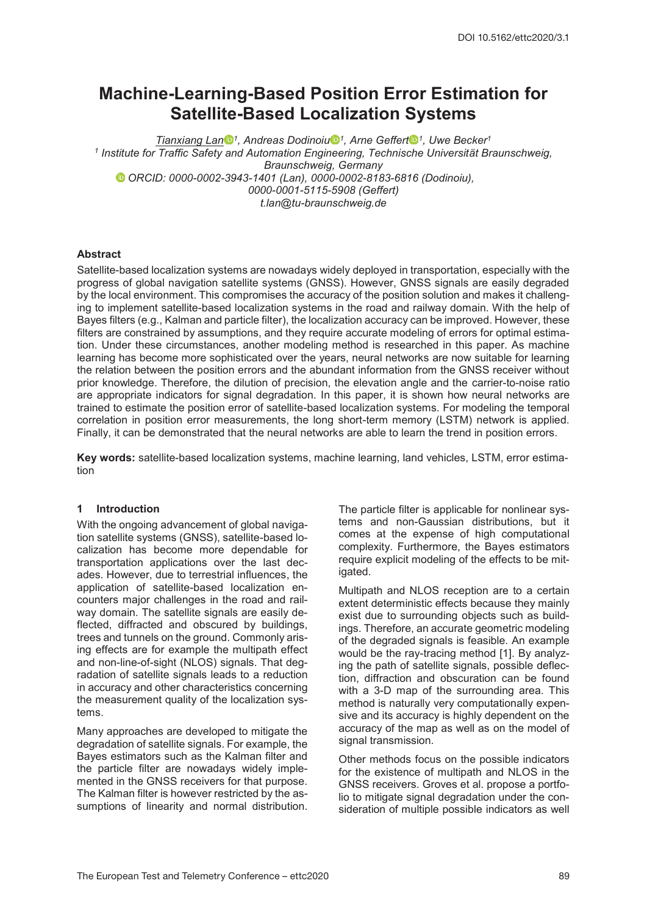DOI 10.5162/ettc2020/3.1

# Machine-Learning-Based Position Error Estimation for Satellite-Based Localization Systems

*Tianxiang Lan[1], Andreas Dodinoiu[1], Arne Geffert[1], Uwe Becker[1]*

*[1] Institute for Traffic Safety and Automation Engineering, Technische Universität Braunschweig, Braunschweig, Germany*

*ORCID: 0000-0002-3943-1401 (Lan), 0000-0002-8183-6816 (Dodinoiu), 0000-0001-5115-5908 (Geffert)*

*t.lan@tu-braunschweig.de*

## Abstract

Satellite-based localization systems are nowadays widely deployed in transportation, especially with the progress of global navigation satellite systems (GNSS). However, GNSS signals are easily degraded by the local environment. This compromises the accuracy of the position solution and makes it challenging to implement satellite-based localization systems in the road and railway domain. With the help of Bayes filters (e.g., Kalman and particle filter), the localization accuracy can be improved. However, these filters are constrained by assumptions, and they require accurate modeling of errors for optimal estimation. Under these circumstances, another modeling method is researched in this paper. As machine learning has become more sophisticated over the years, neural networks are now suitable for learning the relation between the position errors and the abundant information from the GNSS receiver without prior knowledge. Therefore, the dilution of precision, the elevation angle and the carrier-to-noise ratio are appropriate indicators for signal degradation. In this paper, it is shown how neural networks are trained to estimate the position error of satellite-based localization systems. For modeling the temporal correlation in position error measurements, the long short-term memory (LSTM) network is applied. Finally, it can be demonstrated that the neural networks are able to learn the trend in position errors.

**Key words:** satellite-based localization systems, machine learning, land vehicles, LSTM, error estimation

## 1 Introduction

With the ongoing advancement of global navigation satellite systems (GNSS), satellite-based localization has become more dependable for transportation applications over the last decades. However, due to terrestrial influences, the application of satellite-based localization encounters major challenges in the road and railway domain. The satellite signals are easily deflected, diffracted and obscured by buildings, trees and tunnels on the ground. Commonly arising effects are for example the multipath effect and non-line-of-sight (NLOS) signals. That degradation of satellite signals leads to a reduction in accuracy and other characteristics concerning the measurement quality of the localization systems.

Many approaches are developed to mitigate the degradation of satellite signals. For example, the Bayes estimators such as the Kalman filter and the particle filter are nowadays widely implemented in the GNSS receivers for that purpose. The Kalman filter is however restricted by the assumptions of linearity and normal distribution. The particle filter is applicable for nonlinear systems and non-Gaussian distributions, but it comes at the expense of high computational complexity. Furthermore, the Bayes estimators require explicit modeling of the effects to be mitigated.

Multipath and NLOS reception are to a certain extent deterministic effects because they mainly exist due to surrounding objects such as buildings. Therefore, an accurate geometric modeling of the degraded signals is feasible. An example would be the ray-tracing method [1]. By analyzing the path of satellite signals, possible deflection, diffraction and obscuration can be found with a 3-D map of the surrounding area. This method is naturally very computationally expensive and its accuracy is highly dependent on the accuracy of the map as well as on the model of signal transmission.

Other methods focus on the possible indicators for the existence of multipath and NLOS in the GNSS receivers. Groves et al. propose a portfolio to mitigate signal degradation under the consideration of multiple possible indicators as well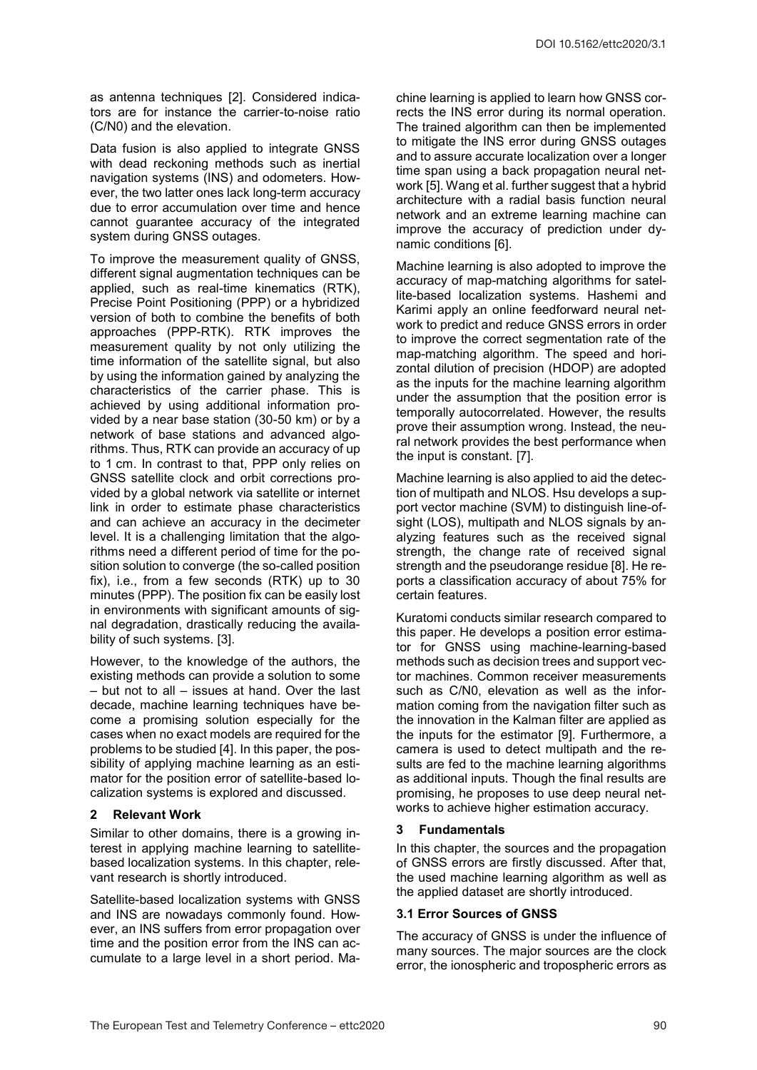as antenna techniques [2]. Considered indicators are for instance the carrier-to-noise ratio (C/N0) and the elevation.

Data fusion is also applied to integrate GNSS with dead reckoning methods such as inertial navigation systems (INS) and odometers. However, the two latter ones lack long-term accuracy due to error accumulation over time and hence cannot guarantee accuracy of the integrated system during GNSS outages.

To improve the measurement quality of GNSS, different signal augmentation techniques can be applied, such as real-time kinematics (RTK), Precise Point Positioning (PPP) or a hybridized version of both to combine the benefits of both approaches (PPP-RTK). RTK improves the measurement quality by not only utilizing the time information of the satellite signal, but also by using the information gained by analyzing the characteristics of the carrier phase. This is achieved by using additional information provided by a near base station (30-50 km) or by a network of base stations and advanced algorithms. Thus, RTK can provide an accuracy of up to 1 cm. In contrast to that, PPP only relies on GNSS satellite clock and orbit corrections provided by a global network via satellite or internet link in order to estimate phase characteristics and can achieve an accuracy in the decimeter level. It is a challenging limitation that the algorithms need a different period of time for the position solution to converge (the so-called position fix), i.e., from a few seconds (RTK) up to 30 minutes (PPP). The position fix can be easily lost in environments with significant amounts of signal degradation, drastically reducing the availability of such systems. [3].

However, to the knowledge of the authors, the existing methods can provide a solution to some – but not to all – issues at hand. Over the last decade, machine learning techniques have become a promising solution especially for the cases when no exact models are required for the problems to be studied [4]. In this paper, the possibility of applying machine learning as an estimator for the position error of satellite-based localization systems is explored and discussed.

## 2 Relevant Work

Similar to other domains, there is a growing interest in applying machine learning to satellite-based localization systems. In this chapter, relevant research is shortly introduced.

Satellite-based localization systems with GNSS and INS are nowadays commonly found. However, an INS suffers from error propagation over time and the position error from the INS can accumulate to a large level in a short period. Machine learning is applied to learn how GNSS corrects the INS error during its normal operation. The trained algorithm can then be implemented to mitigate the INS error during GNSS outages and to assure accurate localization over a longer time span using a back propagation neural network [5]. Wang et al. further suggest that a hybrid architecture with a radial basis function neural network and an extreme learning machine can improve the accuracy of prediction under dynamic conditions [6].

Machine learning is also adopted to improve the accuracy of map-matching algorithms for satellite-based localization systems. Hashemi and Karimi apply an online feedforward neural network to predict and reduce GNSS errors in order to improve the correct segmentation rate of the map-matching algorithm. The speed and horizontal dilution of precision (HDOP) are adopted as the inputs for the machine learning algorithm under the assumption that the position error is temporally autocorrelated. However, the results prove their assumption wrong. Instead, the neural network provides the best performance when the input is constant. [7].

Machine learning is also applied to aid the detection of multipath and NLOS. Hsu develops a support vector machine (SVM) to distinguish line-of-sight (LOS), multipath and NLOS signals by analyzing features such as the received signal strength, the change rate of received signal strength and the pseudorange residue [8]. He reports a classification accuracy of about 75% for certain features.

Kuratomi conducts similar research compared to this paper. He develops a position error estimator for GNSS using machine-learning-based methods such as decision trees and support vector machines. Common receiver measurements such as C/N0, elevation as well as the information coming from the navigation filter such as the innovation in the Kalman filter are applied as the inputs for the estimator [9]. Furthermore, a camera is used to detect multipath and the results are fed to the machine learning algorithms as additional inputs. Though the final results are promising, he proposes to use deep neural networks to achieve higher estimation accuracy.

## 3 Fundamentals

In this chapter, the sources and the propagation of GNSS errors are firstly discussed. After that, the used machine learning algorithm as well as the applied dataset are shortly introduced.

### 3.1 Error Sources of GNSS

The accuracy of GNSS is under the influence of many sources. The major sources are the clock error, the ionospheric and tropospheric errors as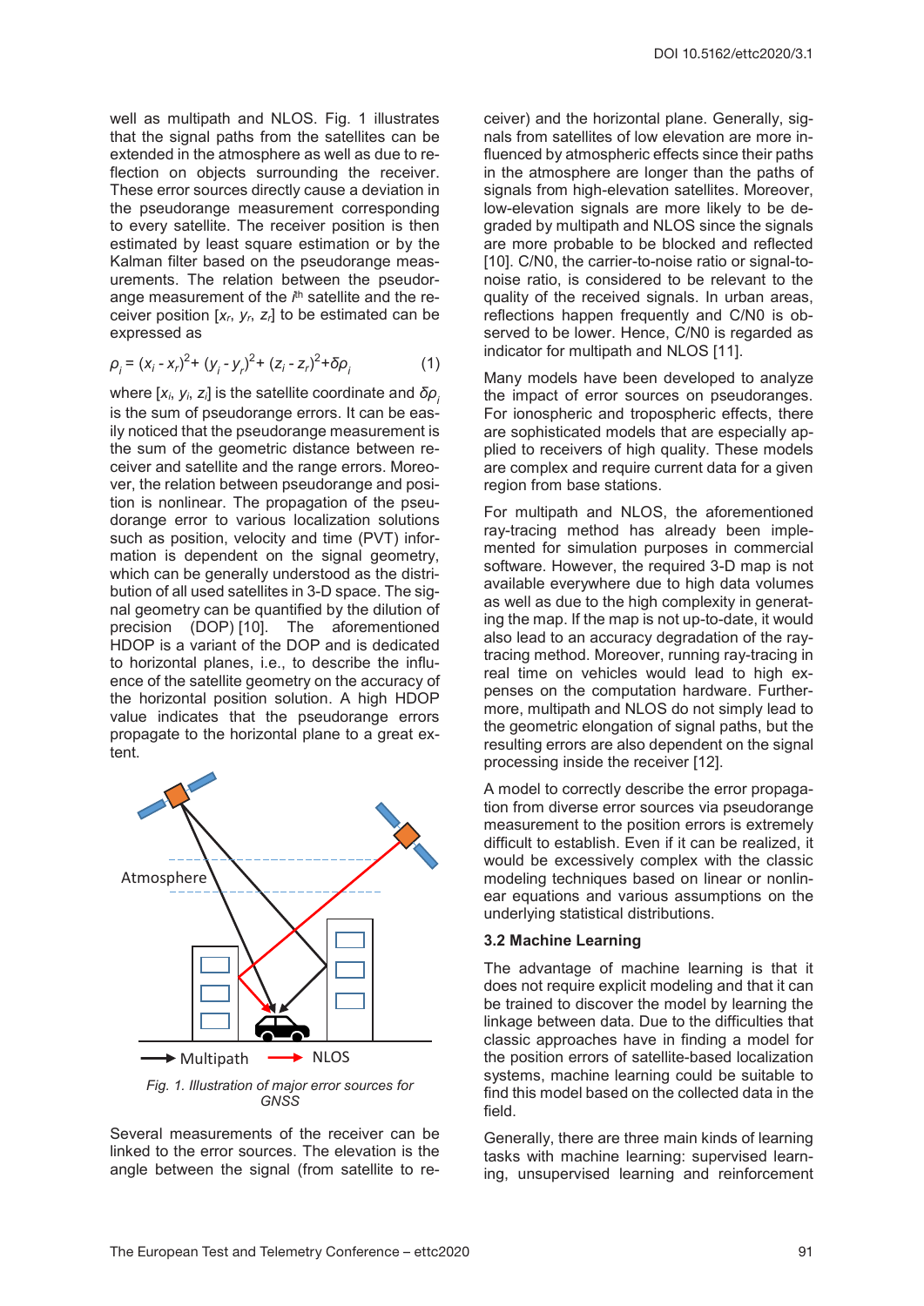well as multipath and NLOS. Fig. 1 illustrates that the signal paths from the satellites can be extended in the atmosphere as well as due to reflection on objects surrounding the receiver. These error sources directly cause a deviation in the pseudorange measurement corresponding to every satellite. The receiver position is then estimated by least square estimation or by the Kalman filter based on the pseudorange measurements. The relation between the pseudorange measurement of the $i^{th}$ satellite and the receiver position $[x_r, y_r, z_r]$ to be estimated can be expressed as

$$\rho_i = (x_i - x_r)^2 + (y_i - y_r)^2 + (z_i - z_r)^2 + \delta\rho_i \quad (1)$$

where $[x_i, y_i, z_i]$ is the satellite coordinate and $\delta\rho_i$ is the sum of pseudorange errors. It can be easily noticed that the pseudorange measurement is the sum of the geometric distance between receiver and satellite and the range errors. Moreover, the relation between pseudorange and position is nonlinear. The propagation of the pseudorange error to various localization solutions such as position, velocity and time (PVT) information is dependent on the signal geometry, which can be generally understood as the distribution of all used satellites in 3-D space. The signal geometry can be quantified by the dilution of precision (DOP) [10]. The aforementioned HDOP is a variant of the DOP and is dedicated to horizontal planes, i.e., to describe the influence of the satellite geometry on the accuracy of the horizontal position solution. A high HDOP value indicates that the pseudorange errors propagate to the horizontal plane to a great extent.

*Fig. 1. Illustration of major error sources for GNSS*

Several measurements of the receiver can be linked to the error sources. The elevation is the angle between the signal (from satellite to receiver) and the horizontal plane. Generally, signals from satellites of low elevation are more influenced by atmospheric effects since their paths in the atmosphere are longer than the paths of signals from high-elevation satellites. Moreover, low-elevation signals are more likely to be degraded by multipath and NLOS since the signals are more probable to be blocked and reflected [10]. C/N0, the carrier-to-noise ratio or signal-to-noise ratio, is considered to be relevant to the quality of the received signals. In urban areas, reflections happen frequently and C/N0 is observed to be lower. Hence, C/N0 is regarded as indicator for multipath and NLOS [11].

Many models have been developed to analyze the impact of error sources on pseudoranges. For ionospheric and tropospheric effects, there are sophisticated models that are especially applied to receivers of high quality. These models are complex and require current data for a given region from base stations.

For multipath and NLOS, the aforementioned ray-tracing method has already been implemented for simulation purposes in commercial software. However, the required 3-D map is not available everywhere due to high data volumes as well as due to the high complexity in generating the map. If the map is not up-to-date, it would also lead to an accuracy degradation of the ray-tracing method. Moreover, running ray-tracing in real time on vehicles would lead to high expenses on the computation hardware. Furthermore, multipath and NLOS do not simply lead to the geometric elongation of signal paths, but the resulting errors are also dependent on the signal processing inside the receiver [12].

A model to correctly describe the error propagation from diverse error sources via pseudorange measurement to the position errors is extremely difficult to establish. Even if it can be realized, it would be excessively complex with the classic modeling techniques based on linear or nonlinear equations and various assumptions on the underlying statistical distributions.

### 3.2 Machine Learning

The advantage of machine learning is that it does not require explicit modeling and that it can be trained to discover the model by learning the linkage between data. Due to the difficulties that classic approaches have in finding a model for the position errors of satellite-based localization systems, machine learning could be suitable to find this model based on the collected data in the field.

Generally, there are three main kinds of learning tasks with machine learning: supervised learning, unsupervised learning and reinforcement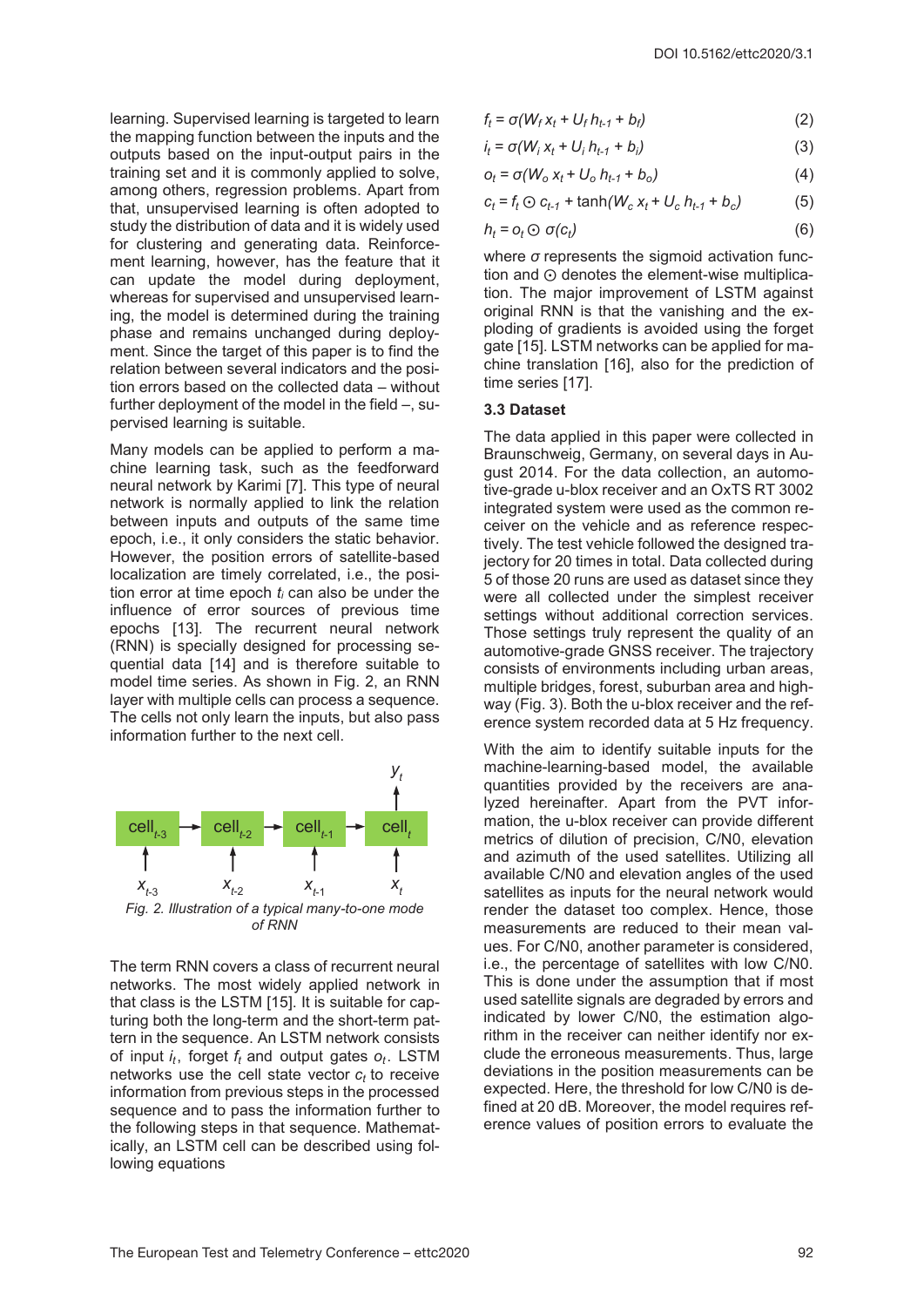learning. Supervised learning is targeted to learn the mapping function between the inputs and the outputs based on the input-output pairs in the training set and it is commonly applied to solve, among others, regression problems. Apart from that, unsupervised learning is often adopted to study the distribution of data and it is widely used for clustering and generating data. Reinforcement learning, however, has the feature that it can update the model during deployment, whereas for supervised and unsupervised learning, the model is determined during the training phase and remains unchanged during deployment. Since the target of this paper is to find the relation between several indicators and the position errors based on the collected data – without further deployment of the model in the field –, supervised learning is suitable.

Many models can be applied to perform a machine learning task, such as the feedforward neural network by Karimi [7]. This type of neural network is normally applied to link the relation between inputs and outputs of the same time epoch, i.e., it only considers the static behavior. However, the position errors of satellite-based localization are timely correlated, i.e., the position error at time epoch $t_i$ can also be under the influence of error sources of previous time epochs [13]. The recurrent neural network (RNN) is specially designed for processing sequential data [14] and is therefore suitable to model time series. As shown in Fig. 2, an RNN layer with multiple cells can process a sequence. The cells not only learn the inputs, but also pass information further to the next cell.

Fig. 2. Illustration of a typical many-to-one mode of RNN

The term RNN covers a class of recurrent neural networks. The most widely applied network in that class is the LSTM [15]. It is suitable for capturing both the long-term and the short-term pattern in the sequence. An LSTM network consists of input $i_t$, forget $f_t$ and output gates $o_t$. LSTM networks use the cell state vector $c_t$ to receive information from previous steps in the processed sequence and to pass the information further to the following steps in that sequence. Mathematically, an LSTM cell can be described using following equations

$$f_t = \sigma(W_f x_t + U_f h_{t-1} + b_f) \tag{2}$$

$$i_t = \sigma(W_i x_t + U_i h_{t-1} + b_i) \tag{3}$$

$$o_t = \sigma(W_o x_t + U_o h_{t-1} + b_o) \tag{4}$$

$$c_t = f_t \odot c_{t-1} + \tanh(W_c x_t + U_c h_{t-1} + b_c) \tag{5}$$

$$h_t = o_t \odot \sigma(c_t) \tag{6}$$

where $\sigma$ represents the sigmoid activation function and $\odot$ denotes the element-wise multiplication. The major improvement of LSTM against original RNN is that the vanishing and the exploding of gradients is avoided using the forget gate [15]. LSTM networks can be applied for machine translation [16], also for the prediction of time series [17].

### 3.3 Dataset

The data applied in this paper were collected in Braunschweig, Germany, on several days in August 2014. For the data collection, an automotive-grade u-blox receiver and an OxTS RT 3002 integrated system were used as the common receiver on the vehicle and as reference respectively. The test vehicle followed the designed trajectory for 20 times in total. Data collected during 5 of those 20 runs are used as dataset since they were all collected under the simplest receiver settings without additional correction services. Those settings truly represent the quality of an automotive-grade GNSS receiver. The trajectory consists of environments including urban areas, multiple bridges, forest, suburban area and highway (Fig. 3). Both the u-blox receiver and the reference system recorded data at 5 Hz frequency.

With the aim to identify suitable inputs for the machine-learning-based model, the available quantities provided by the receivers are analyzed hereinafter. Apart from the PVT information, the u-blox receiver can provide different metrics of dilution of precision, C/N0, elevation and azimuth of the used satellites. Utilizing all available C/N0 and elevation angles of the used satellites as inputs for the neural network would render the dataset too complex. Hence, those measurements are reduced to their mean values. For C/N0, another parameter is considered, i.e., the percentage of satellites with low C/N0. This is done under the assumption that if most used satellite signals are degraded by errors and indicated by lower C/N0, the estimation algorithm in the receiver can neither identify nor exclude the erroneous measurements. Thus, large deviations in the position measurements can be expected. Here, the threshold for low C/N0 is defined at 20 dB. Moreover, the model requires reference values of position errors to evaluate the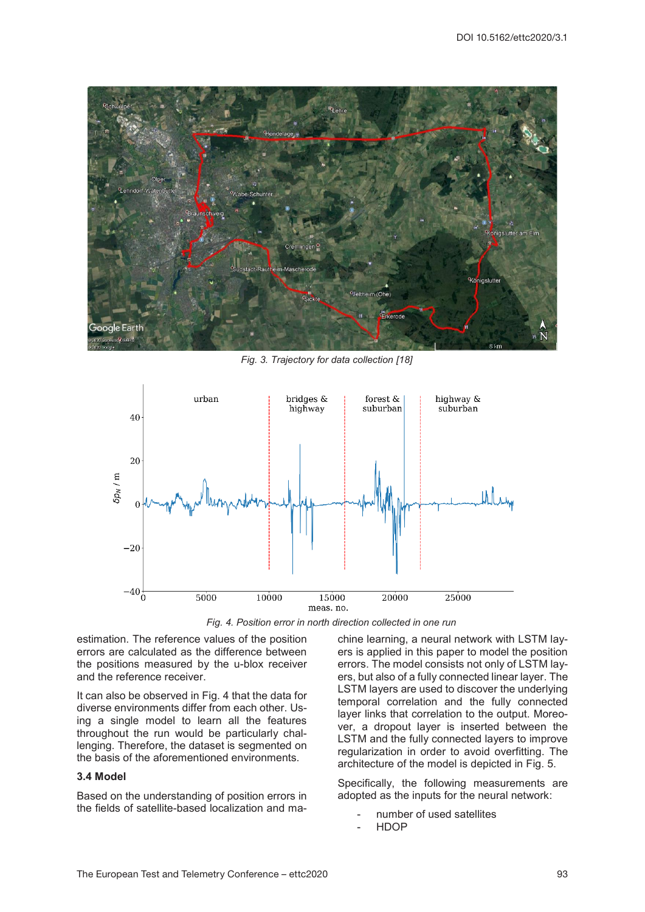Fig. 3. Trajectory for data collection [18]

Fig. 4. Position error in north direction collected in one run

estimation. The reference values of the position errors are calculated as the difference between the positions measured by the u-blox receiver and the reference receiver.

It can also be observed in Fig. 4 that the data for diverse environments differ from each other. Using a single model to learn all the features throughout the run would be particularly challenging. Therefore, the dataset is segmented on the basis of the aforementioned environments.

### 3.4 Model

Based on the understanding of position errors in the fields of satellite-based localization and machine learning, a neural network with LSTM layers is applied in this paper to model the position errors. The model consists not only of LSTM layers, but also of a fully connected linear layer. The LSTM layers are used to discover the underlying temporal correlation and the fully connected layer links that correlation to the output. Moreover, a dropout layer is inserted between the LSTM and the fully connected layers to improve regularization in order to avoid overfitting. The architecture of the model is depicted in Fig. 5.

Specifically, the following measurements are adopted as the inputs for the neural network:

- number of used satellites
- HDOP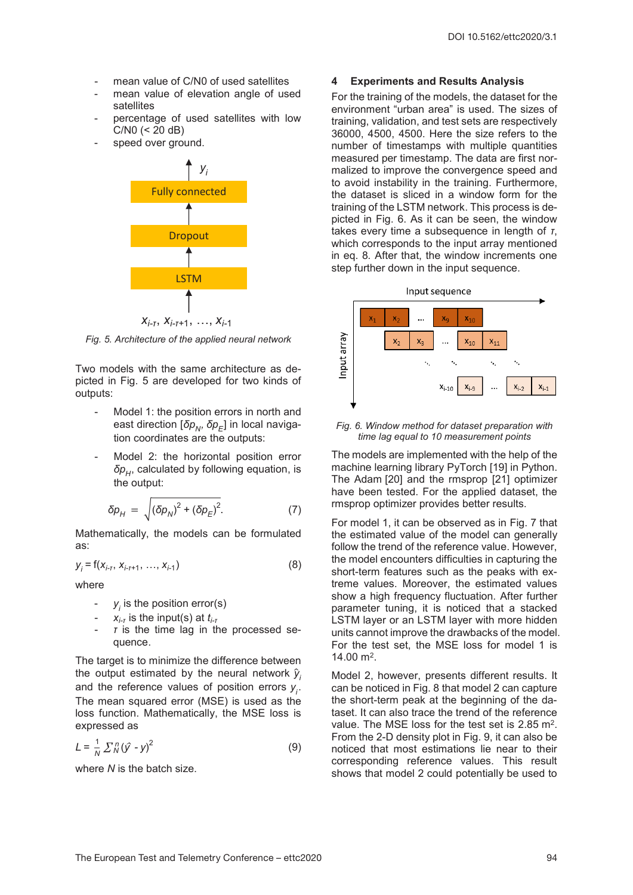- mean value of C/N0 of used satellites
- mean value of elevation angle of used satellites
- percentage of used satellites with low C/N0 (< 20 dB)
- speed over ground.

Fig. 5. Architecture of the applied neural network

Two models with the same architecture as depicted in Fig. 5 are developed for two kinds of outputs:

- Model 1: the position errors in north and east direction $[\delta p_N, \delta p_E]$ in local navigation coordinates are the outputs:
- Model 2: the horizontal position error $\delta p_H$, calculated by following equation, is the output:

$$\delta p_H = \sqrt{(\delta p_N)^2 + (\delta p_E)^2}. \tag{7}$$

Mathematically, the models can be formulated as:

$$y_i = f(x_{i-\tau}, x_{i-\tau+1}, \ldots, x_{i-1}) \tag{8}$$

where

- $y_i$ is the position error(s)
- $x_{i-\tau}$ is the input(s) at $t_{i-\tau}$
- $\tau$ is the time lag in the processed sequence.

The target is to minimize the difference between the output estimated by the neural network $\hat{y}_i$ and the reference values of position errors $y_i$. The mean squared error (MSE) is used as the loss function. Mathematically, the MSE loss is expressed as

$$L = \frac{1}{N} \Sigma_N^n (\hat{y} - y)^2 \tag{9}$$

where $N$ is the batch size.

## 4 Experiments and Results Analysis

For the training of the models, the dataset for the environment “urban area” is used. The sizes of training, validation, and test sets are respectively 36000, 4500, 4500. Here the size refers to the number of timestamps with multiple quantities measured per timestamp. The data are first normalized to improve the convergence speed and to avoid instability in the training. Furthermore, the dataset is sliced in a window form for the training of the LSTM network. This process is depicted in Fig. 6. As it can be seen, the window takes every time a subsequence in length of $\tau$, which corresponds to the input array mentioned in eq. 8. After that, the window increments one step further down in the input sequence.

Fig. 6. Window method for dataset preparation with time lag equal to 10 measurement points

The models are implemented with the help of the machine learning library PyTorch [19] in Python. The Adam [20] and the rmsprop [21] optimizer have been tested. For the applied dataset, the rmsprop optimizer provides better results.

For model 1, it can be observed as in Fig. 7 that the estimated value of the model can generally follow the trend of the reference value. However, the model encounters difficulties in capturing the short-term features such as the peaks with extreme values. Moreover, the estimated values show a high frequency fluctuation. After further parameter tuning, it is noticed that a stacked LSTM layer or an LSTM layer with more hidden units cannot improve the drawbacks of the model. For the test set, the MSE loss for model 1 is 14.00 m$^2$.

Model 2, however, presents different results. It can be noticed in Fig. 8 that model 2 can capture the short-term peak at the beginning of the dataset. It can also trace the trend of the reference value. The MSE loss for the test set is 2.85 m$^2$. From the 2-D density plot in Fig. 9, it can also be noticed that most estimations lie near to their corresponding reference values. This result shows that model 2 could potentially be used to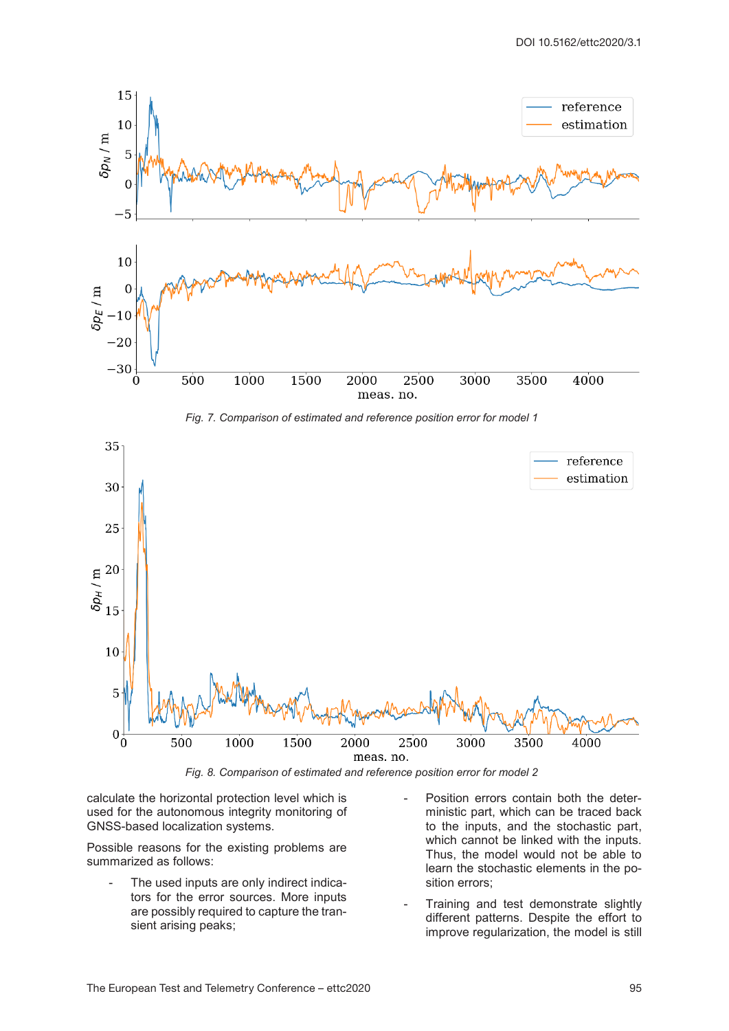Fig. 7. Comparison of estimated and reference position error for model 1

Fig. 8. Comparison of estimated and reference position error for model 2

calculate the horizontal protection level which is used for the autonomous integrity monitoring of GNSS-based localization systems.

Possible reasons for the existing problems are summarized as follows:

- The used inputs are only indirect indicators for the error sources. More inputs are possibly required to capture the transient arising peaks;
- Position errors contain both the deterministic part, which can be traced back to the inputs, and the stochastic part, which cannot be linked with the inputs. Thus, the model would not be able to learn the stochastic elements in the position errors;
- Training and test demonstrate slightly different patterns. Despite the effort to improve regularization, the model is still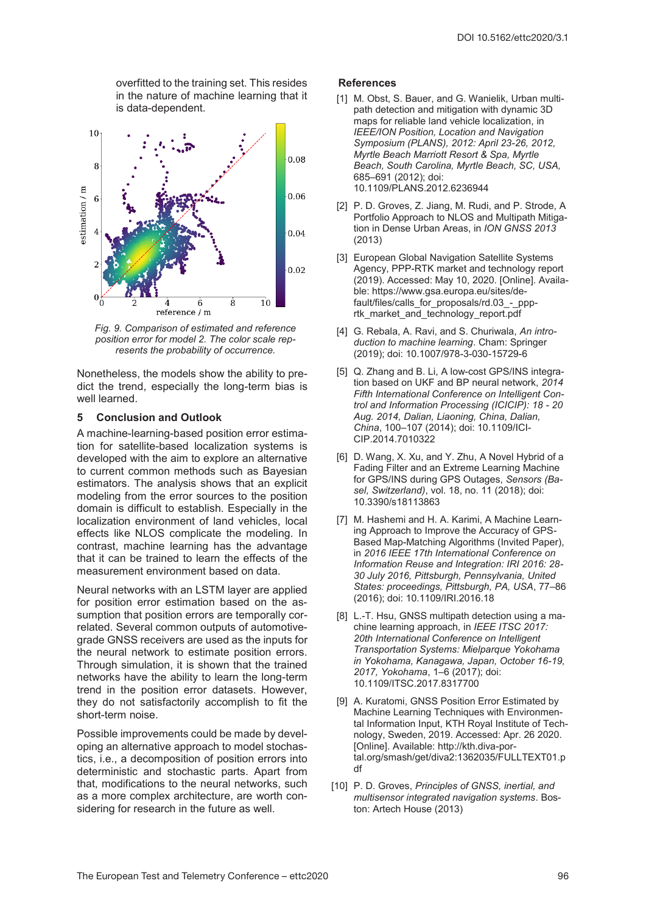overfitted to the training set. This resides in the nature of machine learning that it is data-dependent.

Fig. 9. Comparison of estimated and reference position error for model 2. The color scale represents the probability of occurrence.

Nonetheless, the models show the ability to predict the trend, especially the long-term bias is well learned.

## 5 Conclusion and Outlook

A machine-learning-based position error estimation for satellite-based localization systems is developed with the aim to explore an alternative to current common methods such as Bayesian estimators. The analysis shows that an explicit modeling from the error sources to the position domain is difficult to establish. Especially in the localization environment of land vehicles, local effects like NLOS complicate the modeling. In contrast, machine learning has the advantage that it can be trained to learn the effects of the measurement environment based on data.

Neural networks with an LSTM layer are applied for position error estimation based on the assumption that position errors are temporally correlated. Several common outputs of automotive-grade GNSS receivers are used as the inputs for the neural network to estimate position errors. Through simulation, it is shown that the trained networks have the ability to learn the long-term trend in the position error datasets. However, they do not satisfactorily accomplish to fit the short-term noise.

Possible improvements could be made by developing an alternative approach to model stochastics, i.e., a decomposition of position errors into deterministic and stochastic parts. Apart from that, modifications to the neural networks, such as a more complex architecture, are worth considering for research in the future as well.

## References

[1] M. Obst, S. Bauer, and G. Wanielik, Urban multipath detection and mitigation with dynamic 3D maps for reliable land vehicle localization, in *IEEE/ION Position, Location and Navigation Symposium (PLANS), 2012: April 23-26, 2012, Myrtle Beach Marriott Resort & Spa, Myrtle Beach, South Carolina, Myrtle Beach, SC, USA*, 685–691 (2012); doi: 10.1109/PLANS.2012.6236944

[2] P. D. Groves, Z. Jiang, M. Rudi, and P. Strode, A Portfolio Approach to NLOS and Multipath Mitigation in Dense Urban Areas, in *ION GNSS 2013* (2013)

[3] European Global Navigation Satellite Systems Agency, PPP-RTK market and technology report (2019). Accessed: May 10, 2020. [Online]. Available: https://www.gsa.europa.eu/sites/default/files/calls_for_proposals/rd.03_-_ppp-rtk_market_and_technology_report.pdf

[4] G. Rebala, A. Ravi, and S. Churiwala, *An introduction to machine learning*. Cham: Springer (2019); doi: 10.1007/978-3-030-15729-6

[5] Q. Zhang and B. Li, A low-cost GPS/INS integration based on UKF and BP neural network, *2014 Fifth International Conference on Intelligent Control and Information Processing (ICICIP): 18 - 20 Aug. 2014, Dalian, Liaoning, China, Dalian, China*, 100–107 (2014); doi: 10.1109/ICICIP.2014.7010322

[6] D. Wang, X. Xu, and Y. Zhu, A Novel Hybrid of a Fading Filter and an Extreme Learning Machine for GPS/INS during GPS Outages, *Sensors (Basel, Switzerland)*, vol. 18, no. 11 (2018); doi: 10.3390/s18113863

[7] M. Hashemi and H. A. Karimi, A Machine Learning Approach to Improve the Accuracy of GPS-Based Map-Matching Algorithms (Invited Paper), in *2016 IEEE 17th International Conference on Information Reuse and Integration: IRI 2016: 28-30 July 2016, Pittsburgh, Pennsylvania, United States: proceedings, Pittsburgh, PA, USA*, 77–86 (2016); doi: 10.1109/IRI.2016.18

[8] L.-T. Hsu, GNSS multipath detection using a machine learning approach, in *IEEE ITSC 2017: 20th International Conference on Intelligent Transportation Systems: Mielparque Yokohama in Yokohama, Kanagawa, Japan, October 16-19, 2017, Yokohama*, 1–6 (2017); doi: 10.1109/ITSC.2017.8317700

[9] A. Kuratomi, GNSS Position Error Estimated by Machine Learning Techniques with Environmental Information Input, KTH Royal Institute of Technology, Sweden, 2019. Accessed: Apr. 26 2020. [Online]. Available: http://kth.diva-portal.org/smash/get/diva2:1362035/FULLTEXT01.pdf

[10] P. D. Groves, *Principles of GNSS, inertial, and multisensor integrated navigation systems*. Boston: Artech House (2013)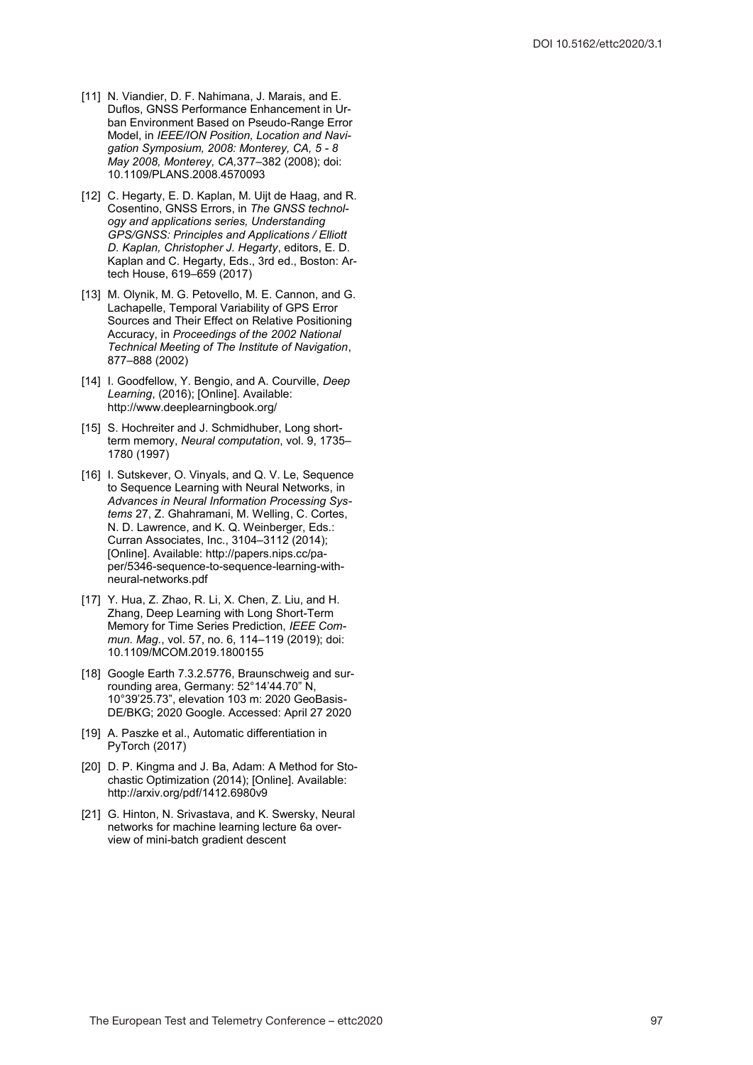[11] N. Viandier, D. F. Nahimana, J. Marais, and E. Duflos, GNSS Performance Enhancement in Urban Environment Based on Pseudo-Range Error Model, in *IEEE/ION Position, Location and Navigation Symposium, 2008: Monterey, CA, 5 - 8 May 2008, Monterey, CA,*377–382 (2008); doi: 10.1109/PLANS.2008.4570093

[12] C. Hegarty, E. D. Kaplan, M. Uijt de Haag, and R. Cosentino, GNSS Errors, in *The GNSS technology and applications series, Understanding GPS/GNSS: Principles and Applications / Elliott D. Kaplan, Christopher J. Hegarty*, editors, E. D. Kaplan and C. Hegarty, Eds., 3rd ed., Boston: Artech House, 619–659 (2017)

[13] M. Olynik, M. G. Petovello, M. E. Cannon, and G. Lachapelle, Temporal Variability of GPS Error Sources and Their Effect on Relative Positioning Accuracy, in *Proceedings of the 2002 National Technical Meeting of The Institute of Navigation*, 877–888 (2002)

[14] I. Goodfellow, Y. Bengio, and A. Courville, *Deep Learning*, (2016); [Online]. Available: http://www.deeplearningbook.org/

[15] S. Hochreiter and J. Schmidhuber, Long short-term memory, *Neural computation*, vol. 9, 1735–1780 (1997)

[16] I. Sutskever, O. Vinyals, and Q. V. Le, Sequence to Sequence Learning with Neural Networks, in *Advances in Neural Information Processing Systems* 27, Z. Ghahramani, M. Welling, C. Cortes, N. D. Lawrence, and K. Q. Weinberger, Eds.: Curran Associates, Inc., 3104–3112 (2014); [Online]. Available: http://papers.nips.cc/paper/5346-sequence-to-sequence-learning-with-neural-networks.pdf

[17] Y. Hua, Z. Zhao, R. Li, X. Chen, Z. Liu, and H. Zhang, Deep Learning with Long Short-Term Memory for Time Series Prediction, *IEEE Commun. Mag.*, vol. 57, no. 6, 114–119 (2019); doi: 10.1109/MCOM.2019.1800155

[18] Google Earth 7.3.2.5776, Braunschweig and surrounding area, Germany: 52°14'44.70" N, 10°39'25.73", elevation 103 m: 2020 GeoBasis-DE/BKG; 2020 Google. Accessed: April 27 2020

[19] A. Paszke et al., Automatic differentiation in PyTorch (2017)

[20] D. P. Kingma and J. Ba, Adam: A Method for Stochastic Optimization (2014); [Online]. Available: http://arxiv.org/pdf/1412.6980v9

[21] G. Hinton, N. Srivastava, and K. Swersky, Neural networks for machine learning lecture 6a overview of mini-batch gradient descent